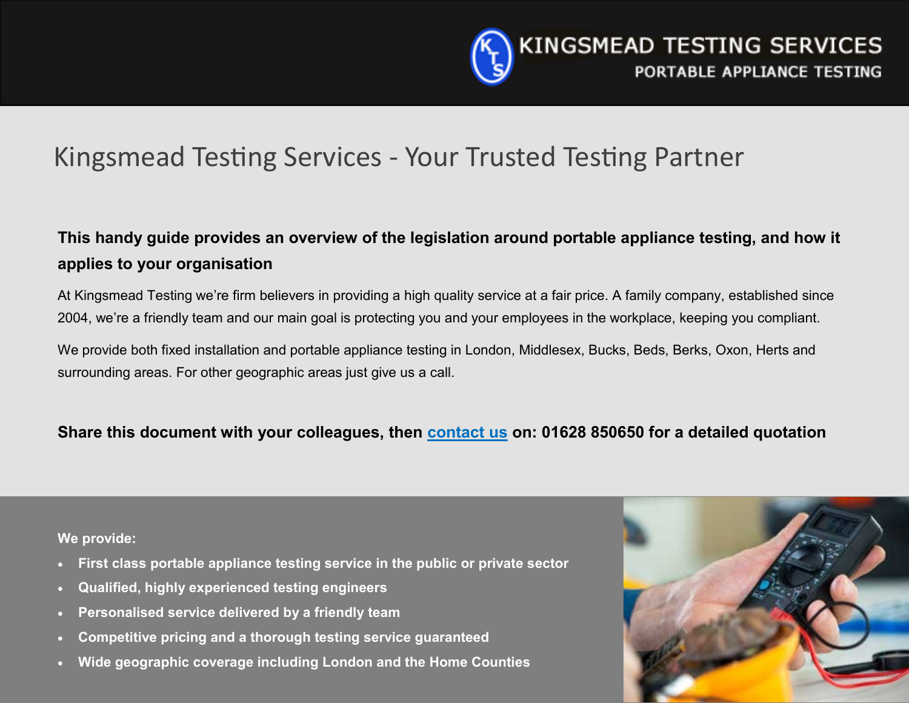KINGSMEAD TESTING SERVICES
PORTABLE APPLIANCE TESTING

# Kingsmead Testing Services - Your Trusted Testing Partner

**This handy guide provides an overview of the legislation around portable appliance testing, and how it applies to your organisation**

At Kingsmead Testing we're firm believers in providing a high quality service at a fair price. A family company, established since 2004, we're a friendly team and our main goal is protecting you and your employees in the workplace, keeping you compliant.

We provide both fixed installation and portable appliance testing in London, Middlesex, Bucks, Beds, Berks, Oxon, Herts and surrounding areas. For other geographic areas just give us a call.

**Share this document with your colleagues, then contact us on: 01628 850650 for a detailed quotation**

**We provide:**

- **First class portable appliance testing service in the public or private sector**
- **Qualified, highly experienced testing engineers**
- **Personalised service delivered by a friendly team**
- **Competitive pricing and a thorough testing service guaranteed**
- **Wide geographic coverage including London and the Home Counties**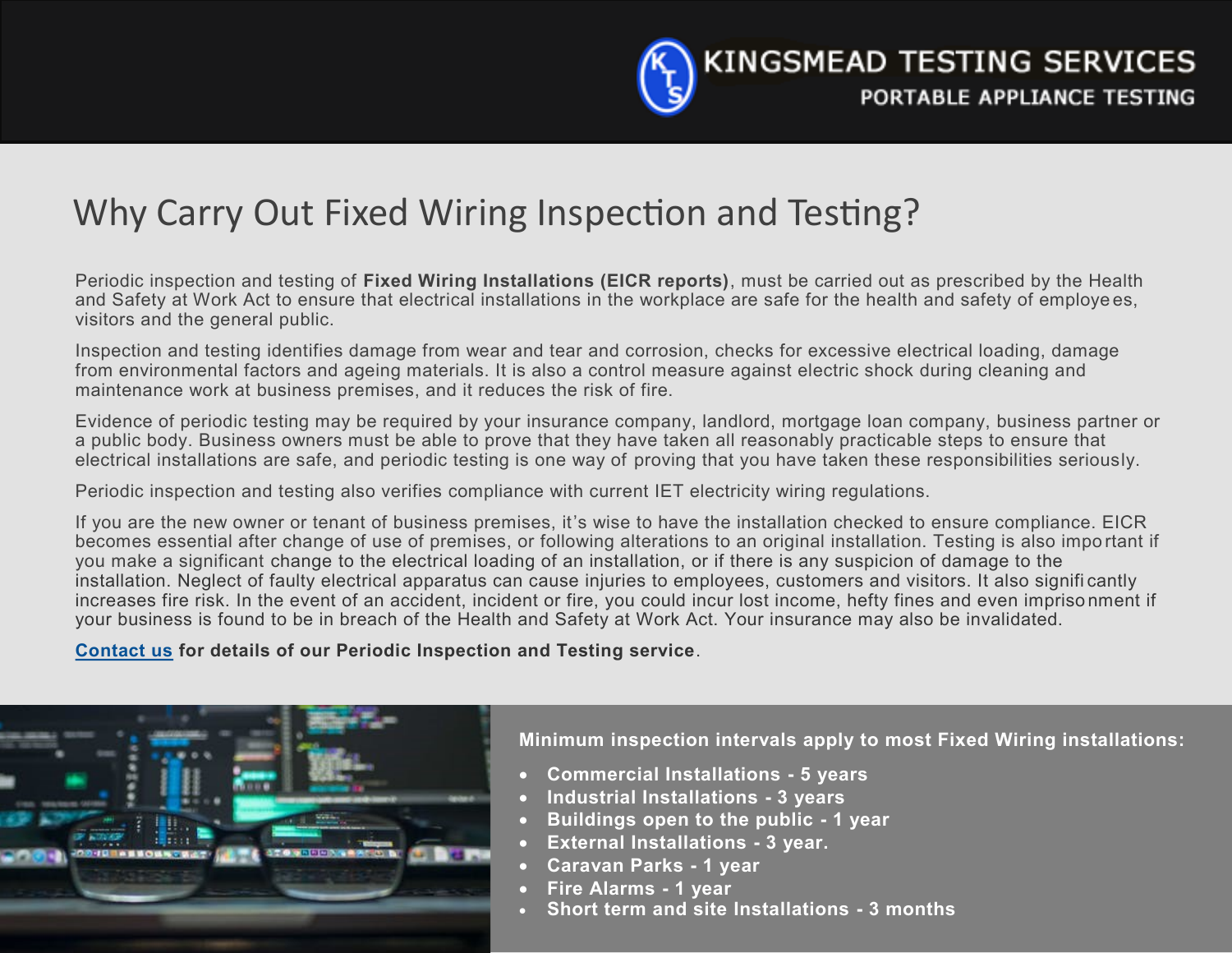# Why Carry Out Fixed Wiring Inspection and Testing?

Periodic inspection and testing of **Fixed Wiring Installations (EICR reports)**, must be carried out as prescribed by the Health and Safety at Work Act to ensure that electrical installations in the workplace are safe for the health and safety of employees, visitors and the general public.

Inspection and testing identifies damage from wear and tear and corrosion, checks for excessive electrical loading, damage from environmental factors and ageing materials. It is also a control measure against electric shock during cleaning and maintenance work at business premises, and it reduces the risk of fire.

Evidence of periodic testing may be required by your insurance company, landlord, mortgage loan company, business partner or a public body. Business owners must be able to prove that they have taken all reasonably practicable steps to ensure that electrical installations are safe, and periodic testing is one way of proving that you have taken these responsibilities seriously.

Periodic inspection and testing also verifies compliance with current IET electricity wiring regulations.

If you are the new owner or tenant of business premises, it's wise to have the installation checked to ensure compliance. EICR becomes essential after change of use of premises, or following alterations to an original installation. Testing is also important if you make a significant change to the electrical loading of an installation, or if there is any suspicion of damage to the installation. Neglect of faulty electrical apparatus can cause injuries to employees, customers and visitors. It also significantly increases fire risk. In the event of an accident, incident or fire, you could incur lost income, hefty fines and even imprisonment if your business is found to be in breach of the Health and Safety at Work Act. Your insurance may also be invalidated.

**Contact us for details of our Periodic Inspection and Testing service**.

**Minimum inspection intervals apply to most Fixed Wiring installations:**

- **Commercial Installations - 5 years**
- **Industrial Installations - 3 years**
- **Buildings open to the public - 1 year**
- **External Installations - 3 year.**
- **Caravan Parks - 1 year**
- **Fire Alarms - 1 year**
- **Short term and site Installations - 3 months**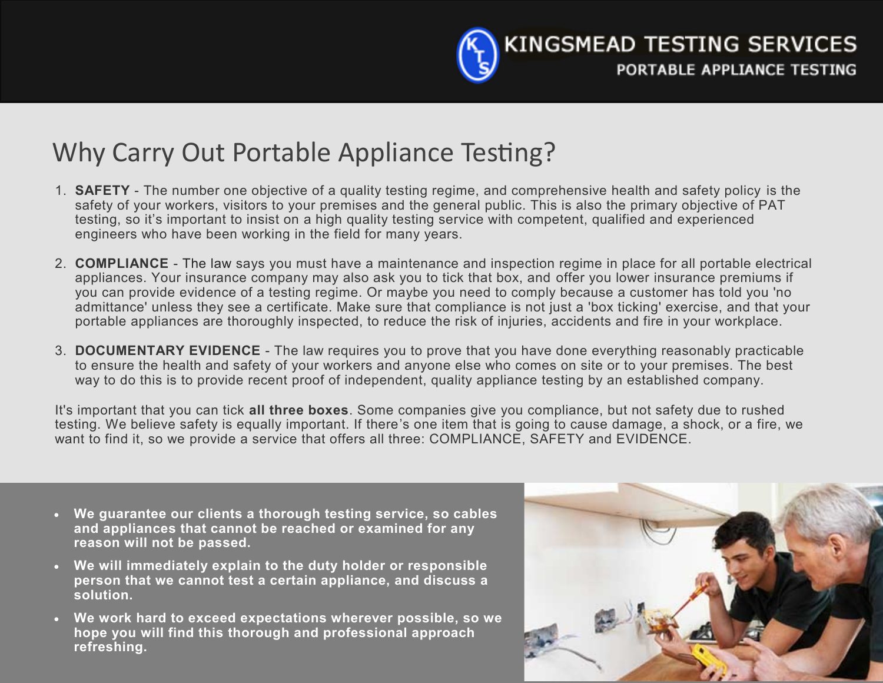KINGSMEAD TESTING SERVICES
PORTABLE APPLIANCE TESTING

# Why Carry Out Portable Appliance Testing?

1. **SAFETY** - The number one objective of a quality testing regime, and comprehensive health and safety policy is the safety of your workers, visitors to your premises and the general public. This is also the primary objective of PAT testing, so it's important to insist on a high quality testing service with competent, qualified and experienced engineers who have been working in the field for many years.

2. **COMPLIANCE** - The law says you must have a maintenance and inspection regime in place for all portable electrical appliances. Your insurance company may also ask you to tick that box, and offer you lower insurance premiums if you can provide evidence of a testing regime. Or maybe you need to comply because a customer has told you 'no admittance' unless they see a certificate. Make sure that compliance is not just a 'box ticking' exercise, and that your portable appliances are thoroughly inspected, to reduce the risk of injuries, accidents and fire in your workplace.

3. **DOCUMENTARY EVIDENCE** - The law requires you to prove that you have done everything reasonably practicable to ensure the health and safety of your workers and anyone else who comes on site or to your premises. The best way to do this is to provide recent proof of independent, quality appliance testing by an established company.

It's important that you can tick **all three boxes**. Some companies give you compliance, but not safety due to rushed testing. We believe safety is equally important. If there's one item that is going to cause damage, a shock, or a fire, we want to find it, so we provide a service that offers all three: COMPLIANCE, SAFETY and EVIDENCE.

- **We guarantee our clients a thorough testing service, so cables and appliances that cannot be reached or examined for any reason will not be passed.**
- **We will immediately explain to the duty holder or responsible person that we cannot test a certain appliance, and discuss a solution.**
- **We work hard to exceed expectations wherever possible, so we hope you will find this thorough and professional approach refreshing.**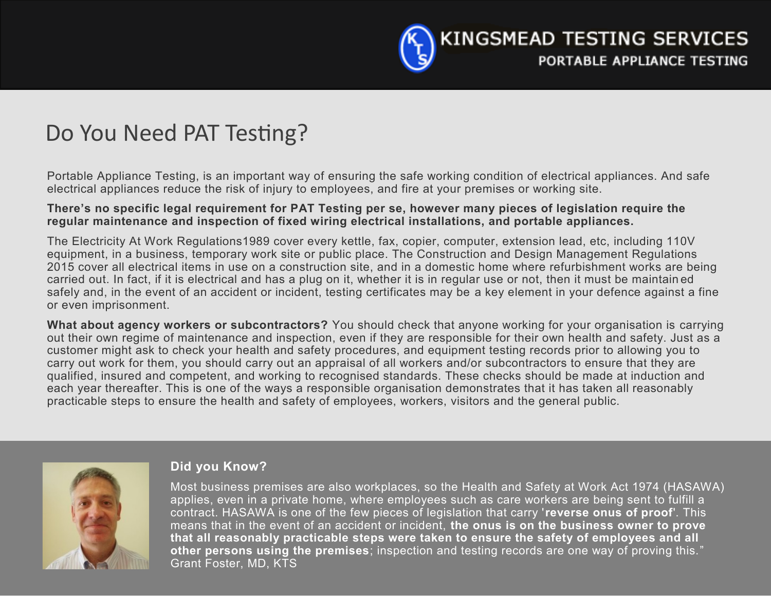# Do You Need PAT Testing?

Portable Appliance Testing, is an important way of ensuring the safe working condition of electrical appliances. And safe electrical appliances reduce the risk of injury to employees, and fire at your premises or working site.

**There's no specific legal requirement for PAT Testing per se, however many pieces of legislation require the regular maintenance and inspection of fixed wiring electrical installations, and portable appliances.**

The Electricity At Work Regulations1989 cover every kettle, fax, copier, computer, extension lead, etc, including 110V equipment, in a business, temporary work site or public place. The Construction and Design Management Regulations 2015 cover all electrical items in use on a construction site, and in a domestic home where refurbishment works are being carried out. In fact, if it is electrical and has a plug on it, whether it is in regular use or not, then it must be maintained safely and, in the event of an accident or incident, testing certificates may be a key element in your defence against a fine or even imprisonment.

**What about agency workers or subcontractors?** You should check that anyone working for your organisation is carrying out their own regime of maintenance and inspection, even if they are responsible for their own health and safety. Just as a customer might ask to check your health and safety procedures, and equipment testing records prior to allowing you to carry out work for them, you should carry out an appraisal of all workers and/or subcontractors to ensure that they are qualified, insured and competent, and working to recognised standards. These checks should be made at induction and each year thereafter. This is one of the ways a responsible organisation demonstrates that it has taken all reasonably practicable steps to ensure the health and safety of employees, workers, visitors and the general public.

### Did you Know?

Most business premises are also workplaces, so the Health and Safety at Work Act 1974 (HASAWA) applies, even in a private home, where employees such as care workers are being sent to fulfill a contract. HASAWA is one of the few pieces of legislation that carry '**reverse onus of proof**'. This means that in the event of an accident or incident, **the onus is on the business owner to prove that all reasonably practicable steps were taken to ensure the safety of employees and all other persons using the premises**; inspection and testing records are one way of proving this."
Grant Foster, MD, KTS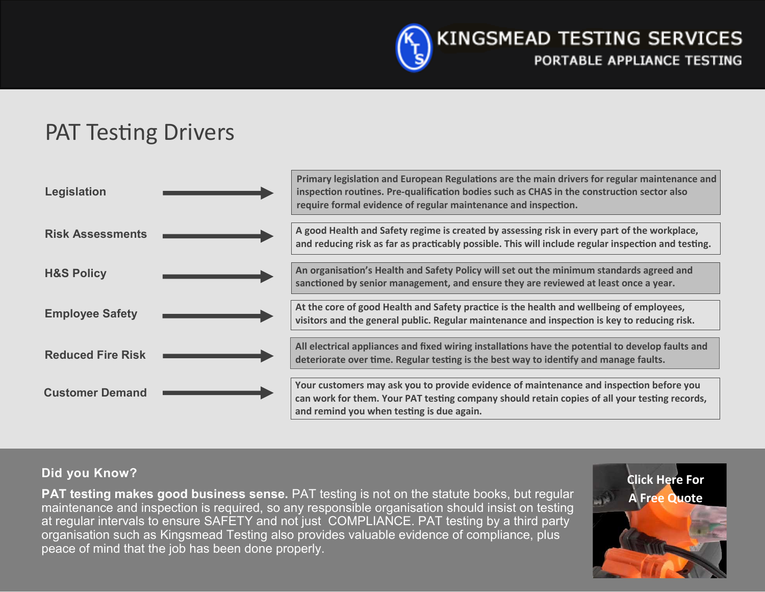KINGSMEAD TESTING SERVICES

PORTABLE APPLIANCE TESTING

# PAT Testing Drivers

| Driver | Description |
|---|---|
| **Legislation** | Primary legislation and European Regulations are the main drivers for regular maintenance and inspection routines. Pre-qualification bodies such as CHAS in the construction sector also require formal evidence of regular maintenance and inspection. |
| **Risk Assessments** | A good Health and Safety regime is created by assessing risk in every part of the workplace, and reducing risk as far as practicably possible. This will include regular inspection and testing. |
| **H&S Policy** | An organisation's Health and Safety Policy will set out the minimum standards agreed and sanctioned by senior management, and ensure they are reviewed at least once a year. |
| **Employee Safety** | At the core of good Health and Safety practice is the health and wellbeing of employees, visitors and the general public. Regular maintenance and inspection is key to reducing risk. |
| **Reduced Fire Risk** | All electrical appliances and fixed wiring installations have the potential to develop faults and deteriorate over time. Regular testing is the best way to identify and manage faults. |
| **Customer Demand** | Your customers may ask you to provide evidence of maintenance and inspection before you can work for them. Your PAT testing company should retain copies of all your testing records, and remind you when testing is due again. |

### Did you Know?

**PAT testing makes good business sense.** PAT testing is not on the statute books, but regular maintenance and inspection is required, so any responsible organisation should insist on testing at regular intervals to ensure SAFETY and not just COMPLIANCE. PAT testing by a third party organisation such as Kingsmead Testing also provides valuable evidence of compliance, plus peace of mind that the job has been done properly.

Click Here For A Free Quote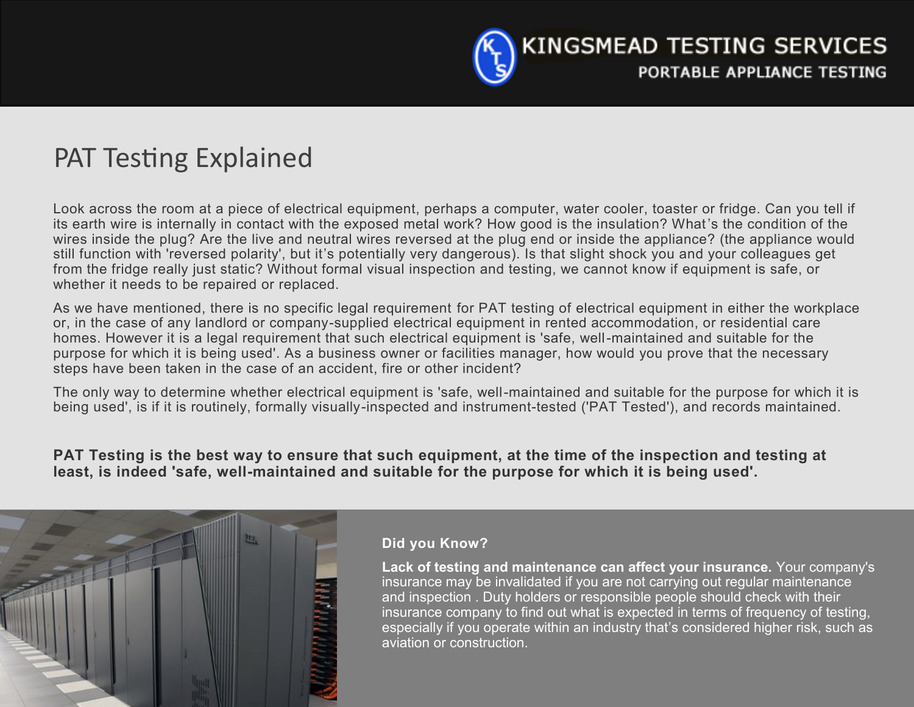# PAT Testing Explained

Look across the room at a piece of electrical equipment, perhaps a computer, water cooler, toaster or fridge. Can you tell if its earth wire is internally in contact with the exposed metal work? How good is the insulation? What's the condition of the wires inside the plug? Are the live and neutral wires reversed at the plug end or inside the appliance? (the appliance would still function with 'reversed polarity', but it's potentially very dangerous). Is that slight shock you and your colleagues get from the fridge really just static? Without formal visual inspection and testing, we cannot know if equipment is safe, or whether it needs to be repaired or replaced.

As we have mentioned, there is no specific legal requirement for PAT testing of electrical equipment in either the workplace or, in the case of any landlord or company-supplied electrical equipment in rented accommodation, or residential care homes. However it is a legal requirement that such electrical equipment is 'safe, well-maintained and suitable for the purpose for which it is being used'. As a business owner or facilities manager, how would you prove that the necessary steps have been taken in the case of an accident, fire or other incident?

The only way to determine whether electrical equipment is 'safe, well-maintained and suitable for the purpose for which it is being used', is if it is routinely, formally visually-inspected and instrument-tested ('PAT Tested'), and records maintained.

**PAT Testing is the best way to ensure that such equipment, at the time of the inspection and testing at least, is indeed 'safe, well-maintained and suitable for the purpose for which it is being used'.**

**Did you Know?**

**Lack of testing and maintenance can affect your insurance.** Your company's insurance may be invalidated if you are not carrying out regular maintenance and inspection . Duty holders or responsible people should check with their insurance company to find out what is expected in terms of frequency of testing, especially if you operate within an industry that's considered higher risk, such as aviation or construction.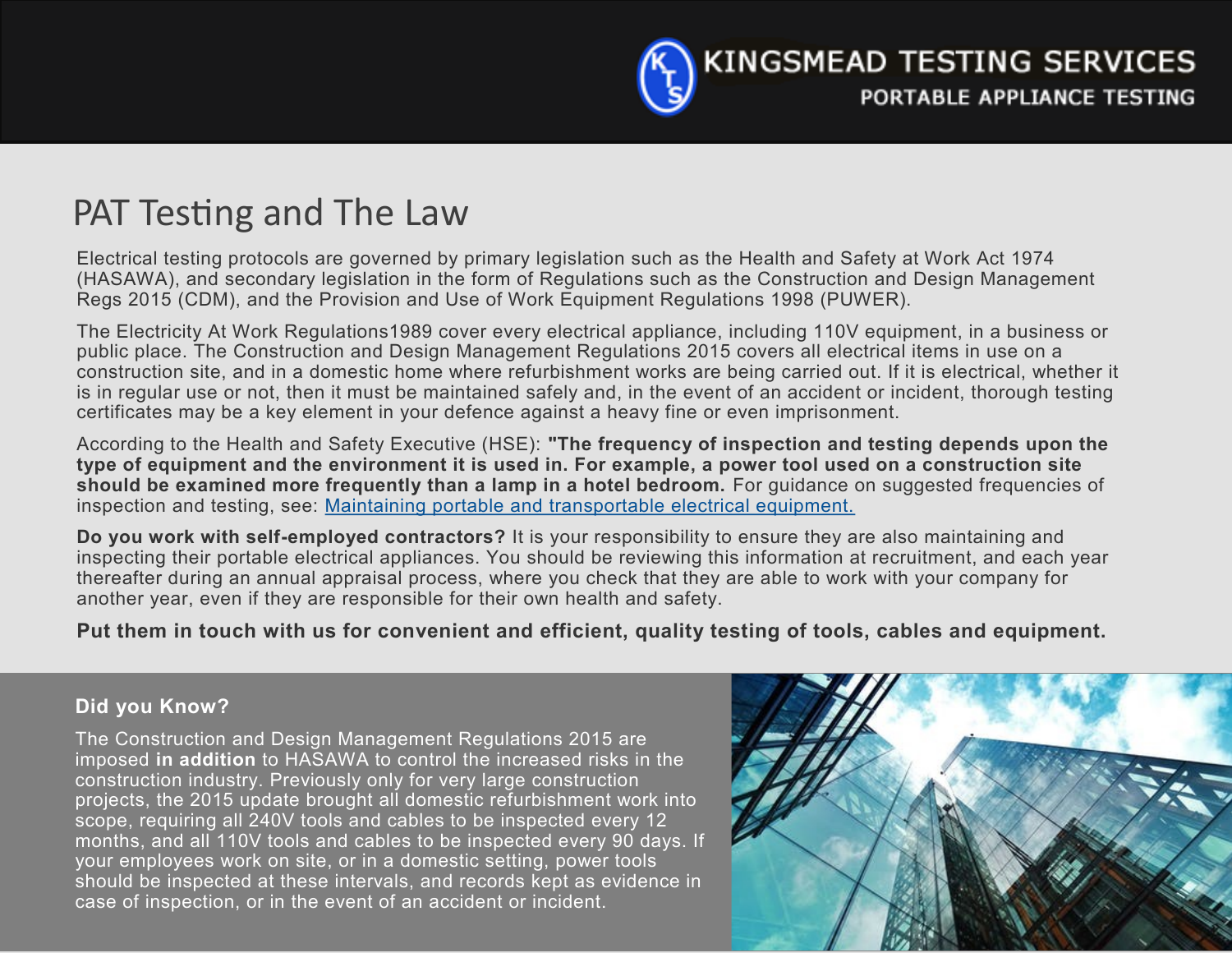# PAT Testing and The Law

Electrical testing protocols are governed by primary legislation such as the Health and Safety at Work Act 1974 (HASAWA), and secondary legislation in the form of Regulations such as the Construction and Design Management Regs 2015 (CDM), and the Provision and Use of Work Equipment Regulations 1998 (PUWER).

The Electricity At Work Regulations1989 cover every electrical appliance, including 110V equipment, in a business or public place. The Construction and Design Management Regulations 2015 covers all electrical items in use on a construction site, and in a domestic home where refurbishment works are being carried out. If it is electrical, whether it is in regular use or not, then it must be maintained safely and, in the event of an accident or incident, thorough testing certificates may be a key element in your defence against a heavy fine or even imprisonment.

According to the Health and Safety Executive (HSE): **"The frequency of inspection and testing depends upon the type of equipment and the environment it is used in. For example, a power tool used on a construction site should be examined more frequently than a lamp in a hotel bedroom.** For guidance on suggested frequencies of inspection and testing, see: [Maintaining portable and transportable electrical equipment.]()

**Do you work with self-employed contractors?** It is your responsibility to ensure they are also maintaining and inspecting their portable electrical appliances. You should be reviewing this information at recruitment, and each year thereafter during an annual appraisal process, where you check that they are able to work with your company for another year, even if they are responsible for their own health and safety.

**Put them in touch with us for convenient and efficient, quality testing of tools, cables and equipment.**

### Did you Know?

The Construction and Design Management Regulations 2015 are imposed **in addition** to HASAWA to control the increased risks in the construction industry. Previously only for very large construction projects, the 2015 update brought all domestic refurbishment work into scope, requiring all 240V tools and cables to be inspected every 12 months, and all 110V tools and cables to be inspected every 90 days. If your employees work on site, or in a domestic setting, power tools should be inspected at these intervals, and records kept as evidence in case of inspection, or in the event of an accident or incident.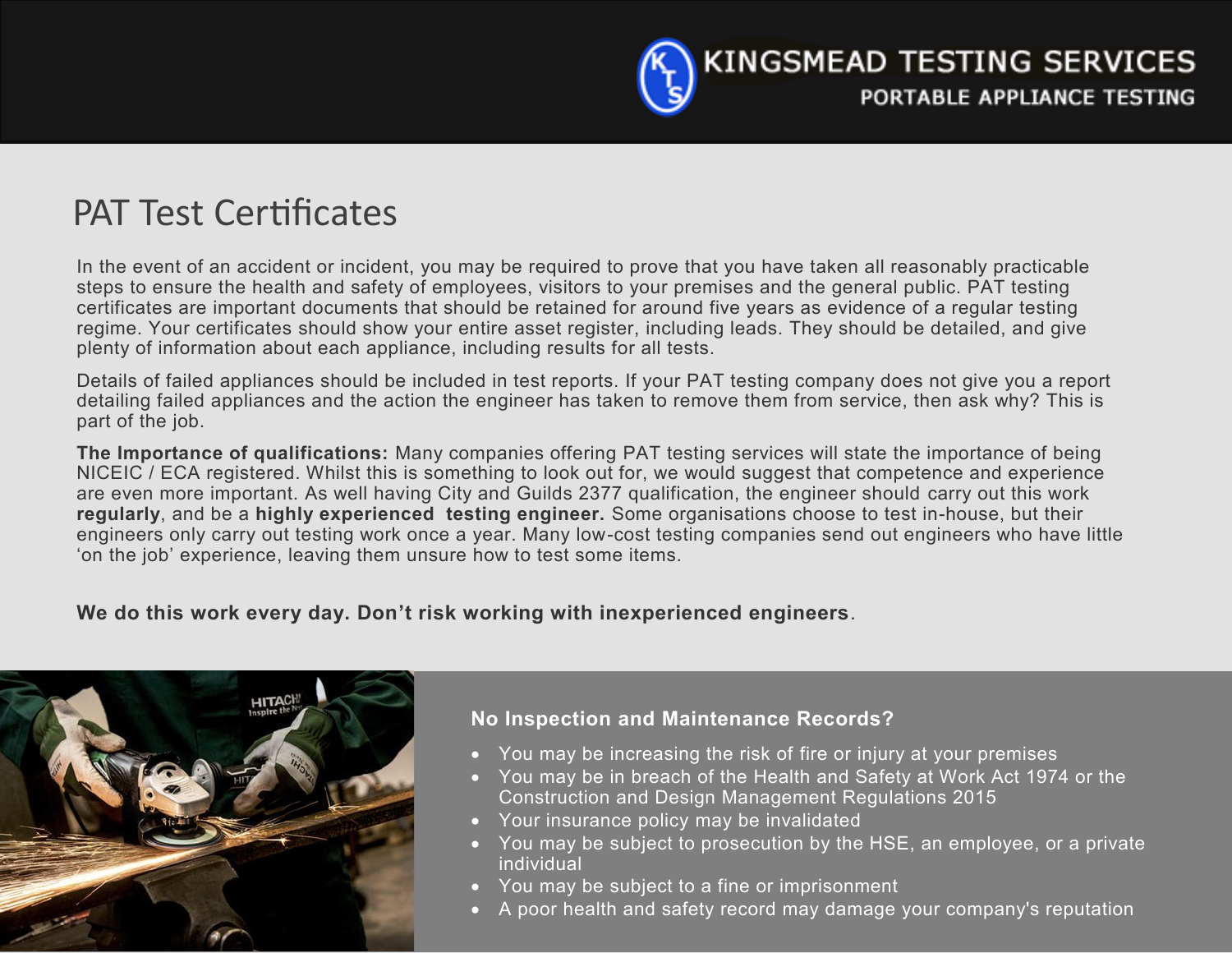# PAT Test Certificates

In the event of an accident or incident, you may be required to prove that you have taken all reasonably practicable steps to ensure the health and safety of employees, visitors to your premises and the general public. PAT testing certificates are important documents that should be retained for around five years as evidence of a regular testing regime. Your certificates should show your entire asset register, including leads. They should be detailed, and give plenty of information about each appliance, including results for all tests.

Details of failed appliances should be included in test reports. If your PAT testing company does not give you a report detailing failed appliances and the action the engineer has taken to remove them from service, then ask why? This is part of the job.

**The Importance of qualifications:** Many companies offering PAT testing services will state the importance of being NICEIC / ECA registered. Whilst this is something to look out for, we would suggest that competence and experience are even more important. As well having City and Guilds 2377 qualification, the engineer should carry out this work **regularly**, and be a **highly experienced testing engineer.** Some organisations choose to test in-house, but their engineers only carry out testing work once a year. Many low-cost testing companies send out engineers who have little 'on the job' experience, leaving them unsure how to test some items.

**We do this work every day. Don't risk working with inexperienced engineers**.

**No Inspection and Maintenance Records?**

- You may be increasing the risk of fire or injury at your premises
- You may be in breach of the Health and Safety at Work Act 1974 or the Construction and Design Management Regulations 2015
- Your insurance policy may be invalidated
- You may be subject to prosecution by the HSE, an employee, or a private individual
- You may be subject to a fine or imprisonment
- A poor health and safety record may damage your company's reputation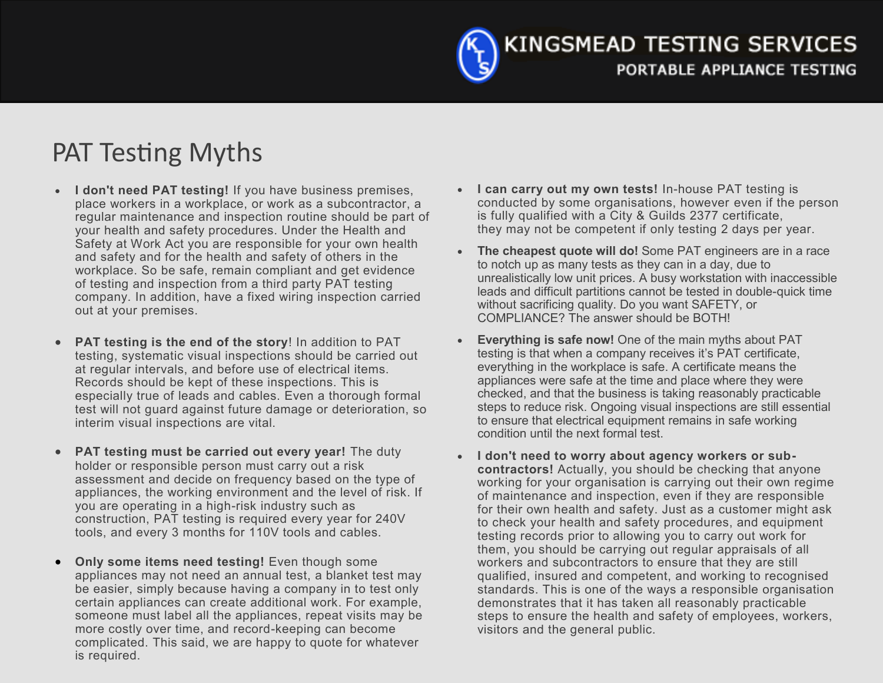# PAT Testing Myths

- **I don't need PAT testing!** If you have business premises, place workers in a workplace, or work as a subcontractor, a regular maintenance and inspection routine should be part of your health and safety procedures. Under the Health and Safety at Work Act you are responsible for your own health and safety and for the health and safety of others in the workplace. So be safe, remain compliant and get evidence of testing and inspection from a third party PAT testing company. In addition, have a fixed wiring inspection carried out at your premises.

- **PAT testing is the end of the story**! In addition to PAT testing, systematic visual inspections should be carried out at regular intervals, and before use of electrical items. Records should be kept of these inspections. This is especially true of leads and cables. Even a thorough formal test will not guard against future damage or deterioration, so interim visual inspections are vital.

- **PAT testing must be carried out every year!** The duty holder or responsible person must carry out a risk assessment and decide on frequency based on the type of appliances, the working environment and the level of risk. If you are operating in a high-risk industry such as construction, PAT testing is required every year for 240V tools, and every 3 months for 110V tools and cables.

- **Only some items need testing!** Even though some appliances may not need an annual test, a blanket test may be easier, simply because having a company in to test only certain appliances can create additional work. For example, someone must label all the appliances, repeat visits may be more costly over time, and record-keeping can become complicated. This said, we are happy to quote for whatever is required.

- **I can carry out my own tests!** In-house PAT testing is conducted by some organisations, however even if the person is fully qualified with a City & Guilds 2377 certificate, they may not be competent if only testing 2 days per year.

- **The cheapest quote will do!** Some PAT engineers are in a race to notch up as many tests as they can in a day, due to unrealistically low unit prices. A busy workstation with inaccessible leads and difficult partitions cannot be tested in double-quick time without sacrificing quality. Do you want SAFETY, or COMPLIANCE? The answer should be BOTH!

- **Everything is safe now!** One of the main myths about PAT testing is that when a company receives it's PAT certificate, everything in the workplace is safe. A certificate means the appliances were safe at the time and place where they were checked, and that the business is taking reasonably practicable steps to reduce risk. Ongoing visual inspections are still essential to ensure that electrical equipment remains in safe working condition until the next formal test.

- **I don't need to worry about agency workers or sub-contractors!** Actually, you should be checking that anyone working for your organisation is carrying out their own regime of maintenance and inspection, even if they are responsible for their own health and safety. Just as a customer might ask to check your health and safety procedures, and equipment testing records prior to allowing you to carry out work for them, you should be carrying out regular appraisals of all workers and subcontractors to ensure that they are still qualified, insured and competent, and working to recognised standards. This is one of the ways a responsible organisation demonstrates that it has taken all reasonably practicable steps to ensure the health and safety of employees, workers, visitors and the general public.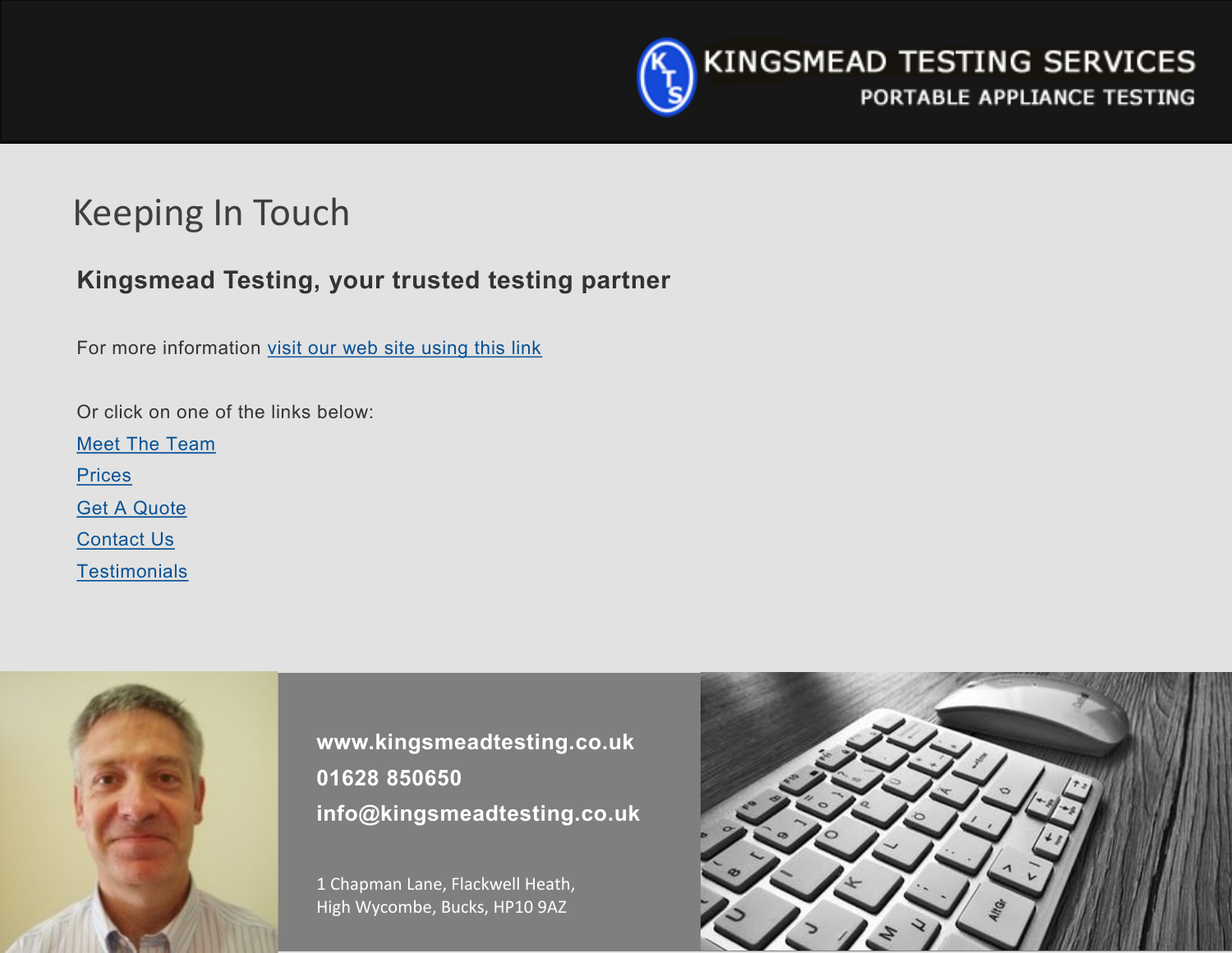KINGSMEAD TESTING SERVICES

PORTABLE APPLIANCE TESTING

# Keeping In Touch

**Kingsmead Testing, your trusted testing partner**

For more information visit our web site using this link

Or click on one of the links below:

Meet The Team

Prices

Get A Quote

Contact Us

Testimonials

**www.kingsmeadtesting.co.uk**

**01628 850650**

**info@kingsmeadtesting.co.uk**

1 Chapman Lane, Flackwell Heath,
High Wycombe, Bucks, HP10 9AZ